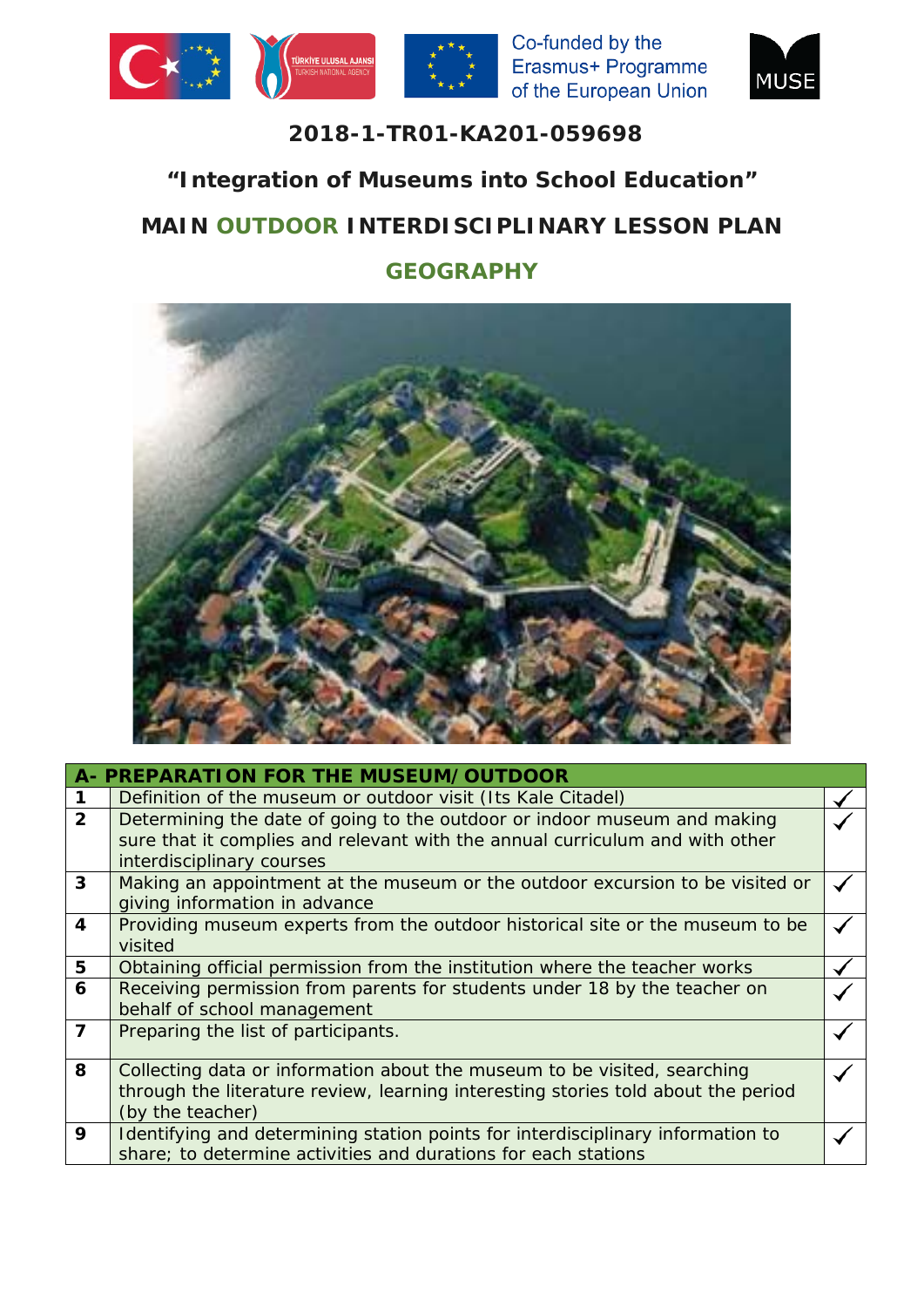Co-funded by the Erasmus+ Programme of the European Union

# 2018-1-TR01-KA201-059698

## "Integration of Museums into School Education"

## MAIN OUTDOOR INTERDISCIPLINARY LESSON PLAN

## GEOGRAPHY

| A- PREPARATION FOR THE MUSEUM/OUTDOOR | | |
|---|---|---|
| 1 | Definition of the museum or outdoor visit (Its Kale Citadel) | ✓ |
| 2 | Determining the date of going to the outdoor or indoor museum and making sure that it complies and relevant with the annual curriculum and with other interdisciplinary courses | ✓ |
| 3 | Making an appointment at the museum or the outdoor excursion to be visited or giving information in advance | ✓ |
| 4 | Providing museum experts from the outdoor historical site or the museum to be visited | ✓ |
| 5 | Obtaining official permission from the institution where the teacher works | ✓ |
| 6 | Receiving permission from parents for students under 18 by the teacher on behalf of school management | ✓ |
| 7 | Preparing the list of participants. | ✓ |
| 8 | Collecting data or information about the museum to be visited, searching through the literature review, learning interesting stories told about the period (by the teacher) | ✓ |
| 9 | Identifying and determining station points for interdisciplinary information to share; to determine activities and durations for each stations | ✓ |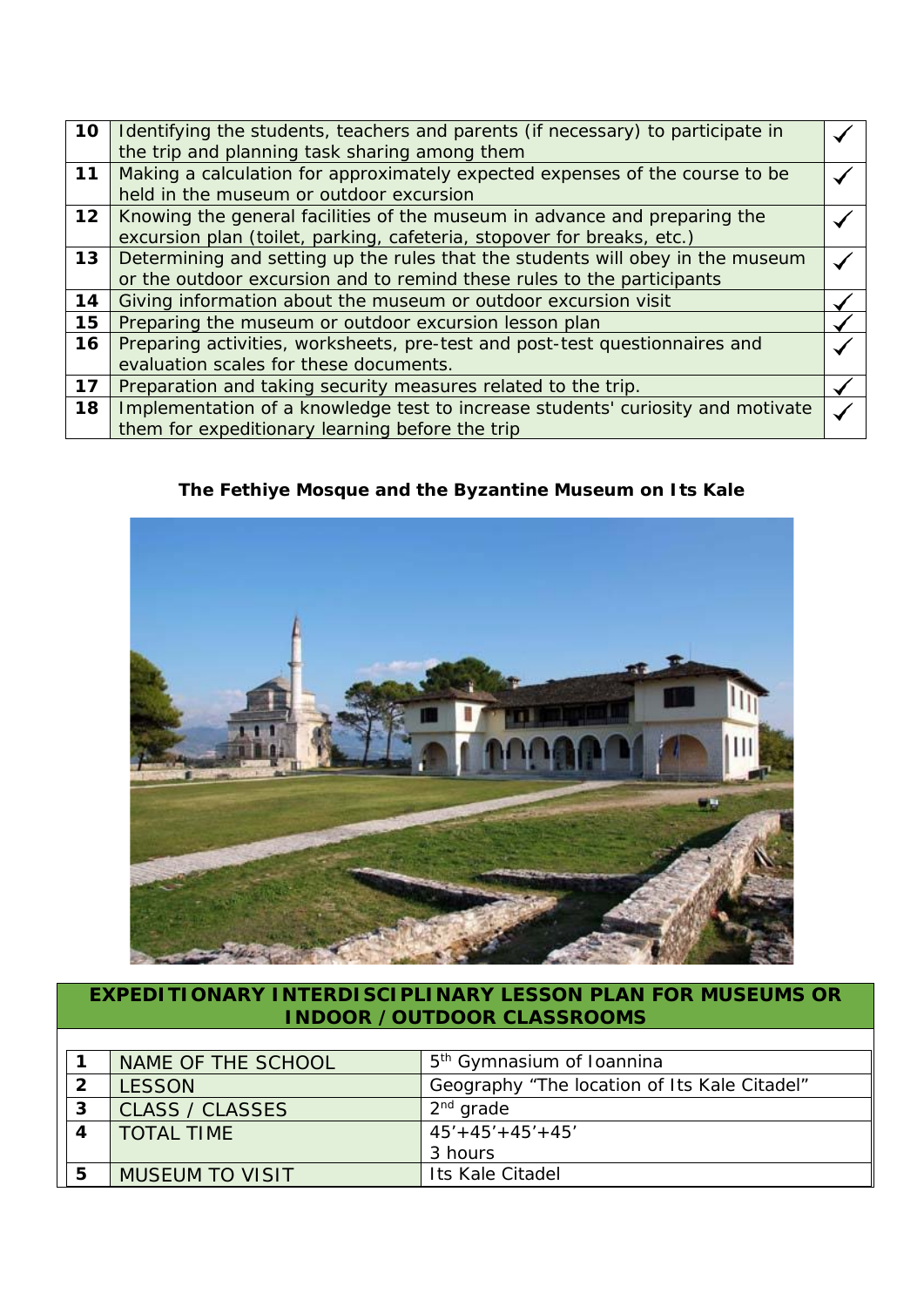| | | |
|---|---|---|
| **10** | Identifying the students, teachers and parents (if necessary) to participate in the trip and planning task sharing among them | ✓ |
| **11** | Making a calculation for approximately expected expenses of the course to be held in the museum or outdoor excursion | ✓ |
| **12** | Knowing the general facilities of the museum in advance and preparing the excursion plan (toilet, parking, cafeteria, stopover for breaks, etc.) | ✓ |
| **13** | Determining and setting up the rules that the students will obey in the museum or the outdoor excursion and to remind these rules to the participants | ✓ |
| **14** | Giving information about the museum or outdoor excursion visit | ✓ |
| **15** | Preparing the museum or outdoor excursion lesson plan | ✓ |
| **16** | Preparing activities, worksheets, pre-test and post-test questionnaires and evaluation scales for these documents. | ✓ |
| **17** | Preparation and taking security measures related to the trip. | ✓ |
| **18** | Implementation of a knowledge test to increase students' curiosity and motivate them for expeditionary learning before the trip | ✓ |

**The Fethiye Mosque and the Byzantine Museum on Its Kale**

**EXPEDITIONARY INTERDISCIPLINARY LESSON PLAN FOR MUSEUMS OR INDOOR / OUTDOOR CLASSROOMS**

| | | |
|---|---|---|
| **1** | NAME OF THE SCHOOL | 5th Gymnasium of Ioannina |
| **2** | LESSON | Geography "The location of Its Kale Citadel" |
| **3** | CLASS / CLASSES | 2nd grade |
| **4** | TOTAL TIME | 45'+45'+45'+45'<br>3 hours |
| **5** | MUSEUM TO VISIT | Its Kale Citadel |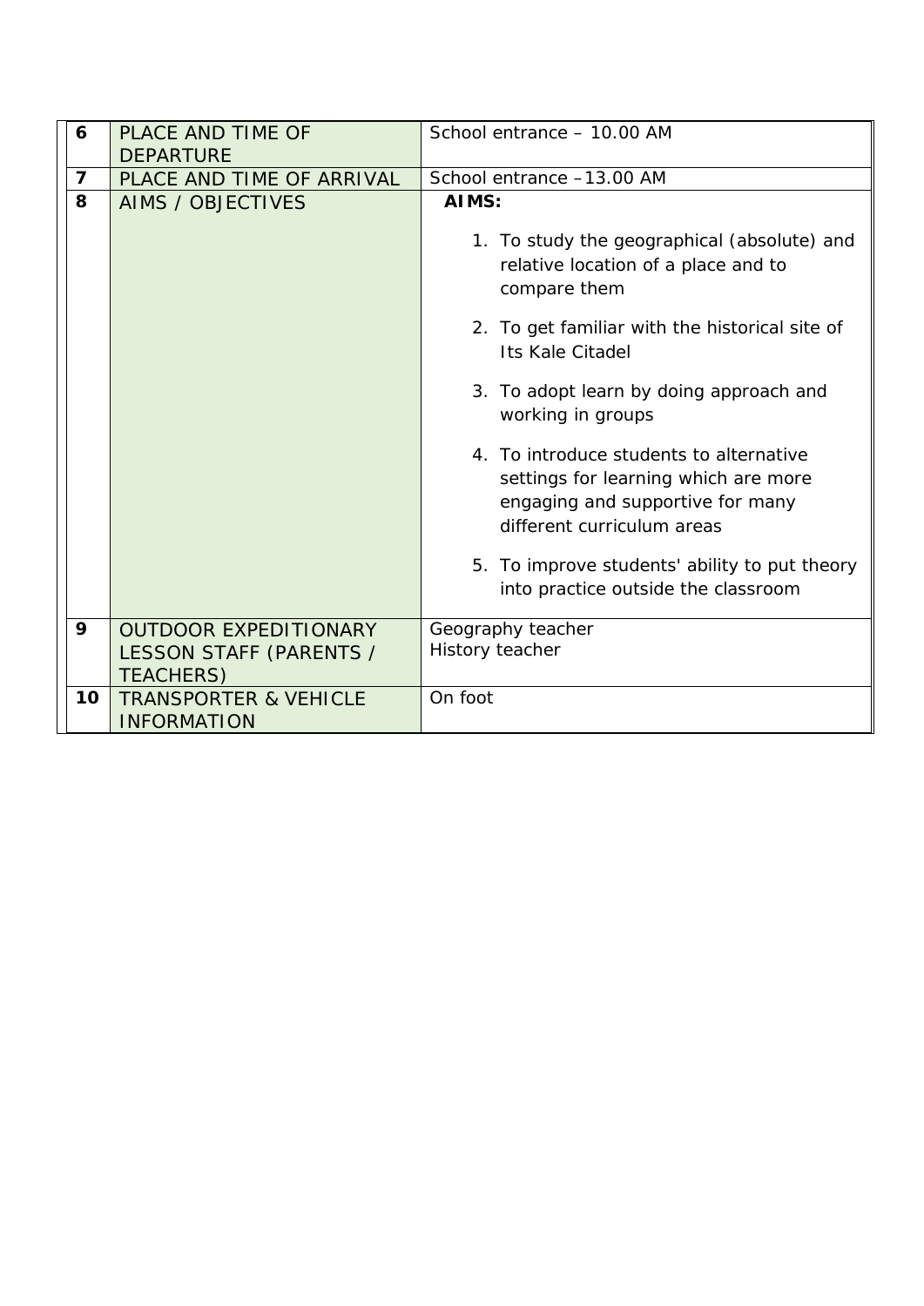| | | |
|---|---|---|
| 6 | PLACE AND TIME OF DEPARTURE | School entrance – 10.00 AM |
| 7 | PLACE AND TIME OF ARRIVAL | School entrance –13.00 AM |
| 8 | AIMS / OBJECTIVES | **AIMS:**<br><br>1. To study the geographical (absolute) and relative location of a place and to compare them<br>2. To get familiar with the historical site of Its Kale Citadel<br>3. To adopt learn by doing approach and working in groups<br>4. To introduce students to alternative settings for learning which are more engaging and supportive for many different curriculum areas<br>5. To improve students' ability to put theory into practice outside the classroom |
| 9 | OUTDOOR EXPEDITIONARY LESSON STAFF (PARENTS / TEACHERS) | Geography teacher<br>History teacher |
| 10 | TRANSPORTER & VEHICLE INFORMATION | On foot |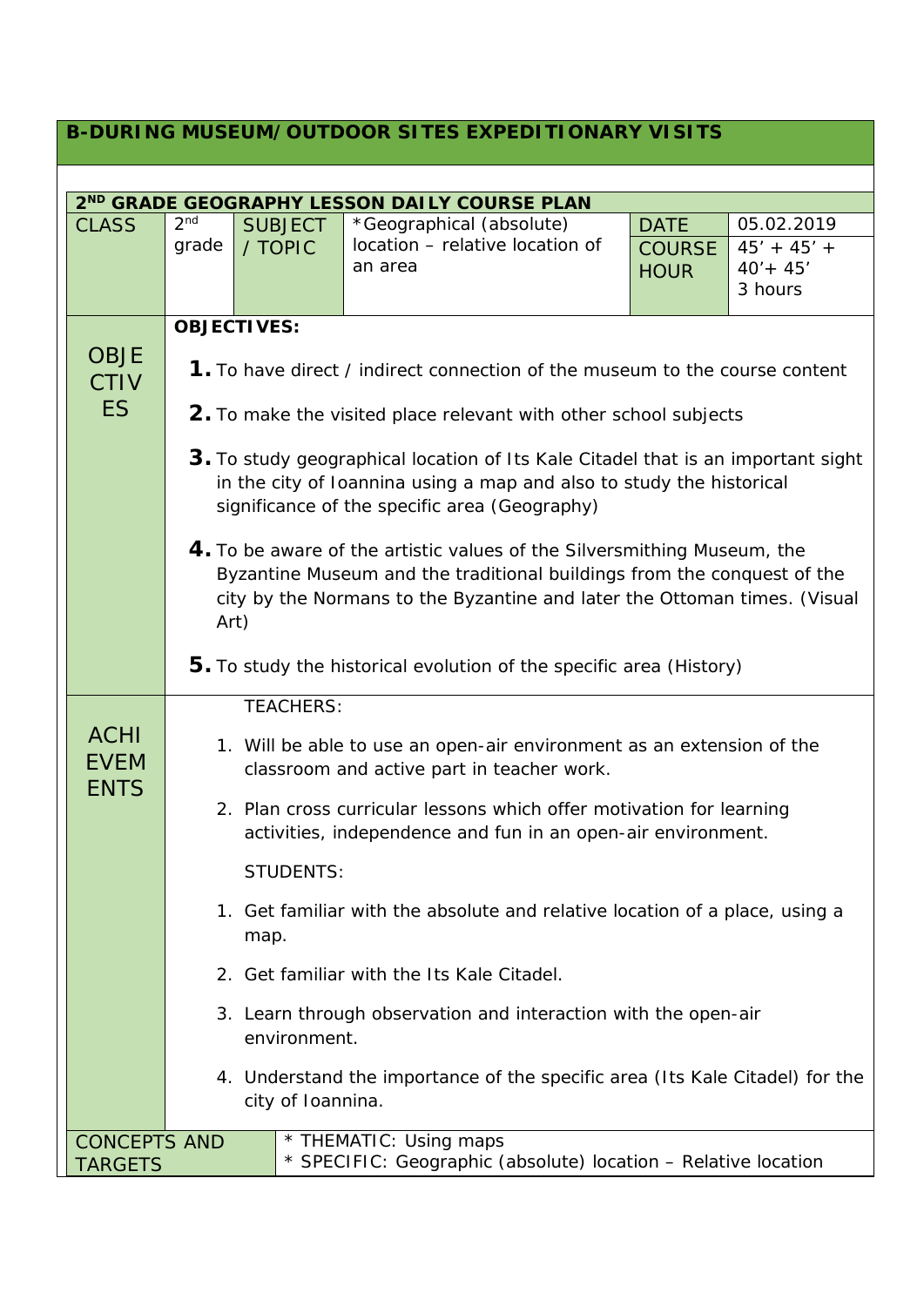## B-DURING MUSEUM/OUTDOOR SITES EXPEDITIONARY VISITS

| 2ND GRADE GEOGRAPHY LESSON DAILY COURSE PLAN | | | | | |
|---|---|---|---|---|---|
| CLASS | 2nd grade | SUBJECT / TOPIC | *Geographical (absolute) location – relative location of an area | DATE<br>COURSE HOUR | 05.02.2019<br>45' + 45' + 40'+ 45'<br>3 hours |
| OBJECTIVES | **OBJECTIVES:**<br>**1.** To have direct / indirect connection of the museum to the course content<br>**2.** To make the visited place relevant with other school subjects<br>**3.** To study geographical location of Its Kale Citadel that is an important sight in the city of Ioannina using a map and also to study the historical significance of the specific area (Geography)<br>**4.** To be aware of the artistic values of the Silversmithing Museum, the Byzantine Museum and the traditional buildings from the conquest of the city by the Normans to the Byzantine and later the Ottoman times. (Visual Art)<br>**5.** To study the historical evolution of the specific area (History) | | | | |
| ACHIEVEMENTS | TEACHERS:<br>1. Will be able to use an open-air environment as an extension of the classroom and active part in teacher work.<br>2. Plan cross curricular lessons which offer motivation for learning activities, independence and fun in an open-air environment.<br>STUDENTS:<br>1. Get familiar with the absolute and relative location of a place, using a map.<br>2. Get familiar with the Its Kale Citadel.<br>3. Learn through observation and interaction with the open-air environment.<br>4. Understand the importance of the specific area (Its Kale Citadel) for the city of Ioannina. | | | | |
| CONCEPTS AND TARGETS | * THEMATIC: Using maps<br>* SPECIFIC: Geographic (absolute) location – Relative location | | | | |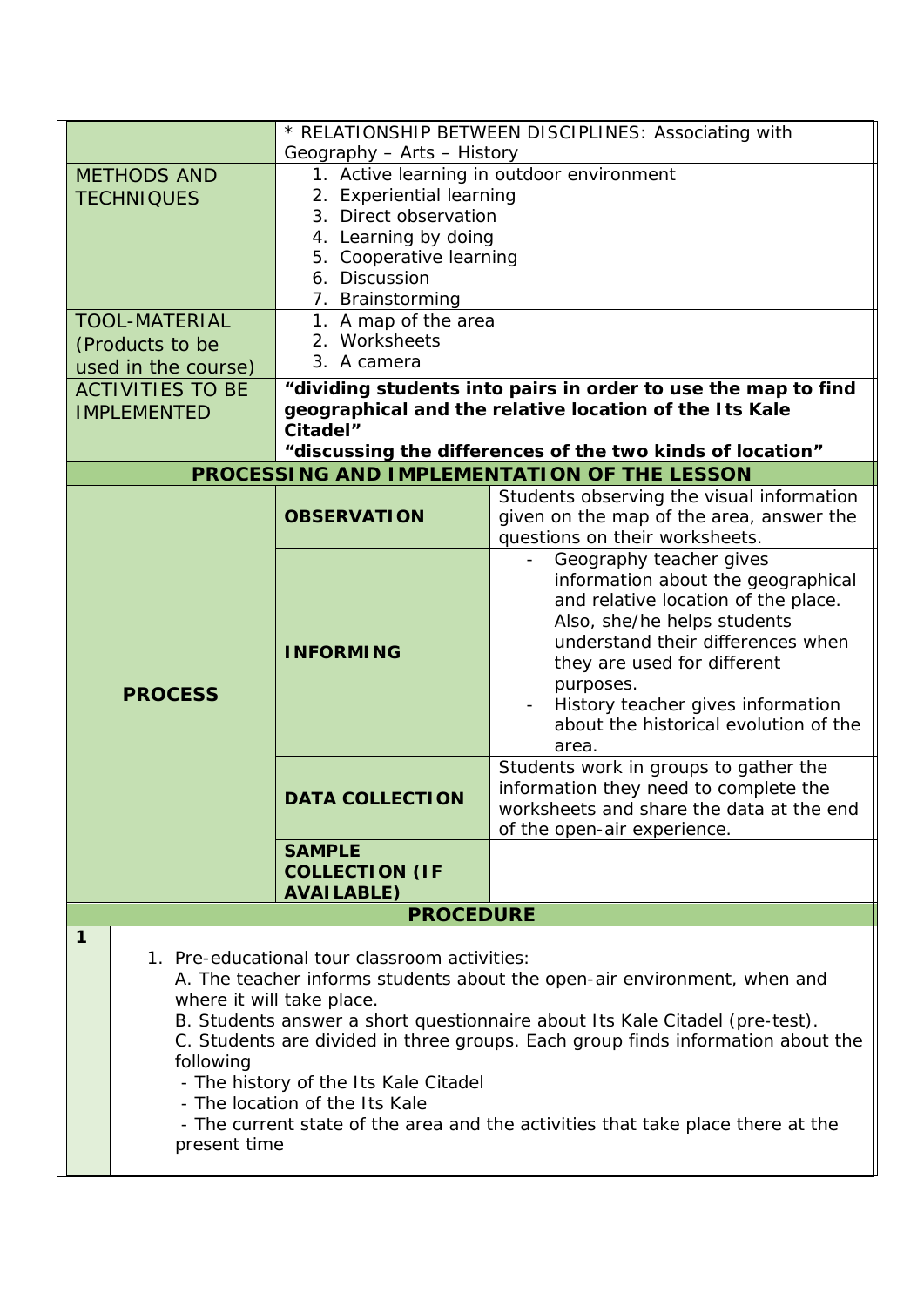| | | |
|---|---|---|
| | * RELATIONSHIP BETWEEN DISCIPLINES: Associating with Geography – Arts – History | |
| METHODS AND TECHNIQUES | 1. Active learning in outdoor environment<br>2. Experiential learning<br>3. Direct observation<br>4. Learning by doing<br>5. Cooperative learning<br>6. Discussion<br>7. Brainstorming | |
| TOOL-MATERIAL (Products to be used in the course) | 1. A map of the area<br>2. Worksheets<br>3. A camera | |
| ACTIVITIES TO BE IMPLEMENTED | **“dividing students into pairs in order to use the map to find geographical and the relative location of the Its Kale Citadel”**<br>**“discussing the differences of the two kinds of location”** | |
| **PROCESSING AND IMPLEMENTATION OF THE LESSON** | | |
| **PROCESS** | **OBSERVATION** | Students observing the visual information given on the map of the area, answer the questions on their worksheets. |
| | **INFORMING** | - Geography teacher gives information about the geographical and relative location of the place. Also, she/he helps students understand their differences when they are used for different purposes.<br>- History teacher gives information about the historical evolution of the area. |
| | **DATA COLLECTION** | Students work in groups to gather the information they need to complete the worksheets and share the data at the end of the open-air experience. |
| | **SAMPLE COLLECTION (IF AVAILABLE)** | |

**PROCEDURE**

**1**

1. Pre-educational tour classroom activities:

A. The teacher informs students about the open-air environment, when and where it will take place.

B. Students answer a short questionnaire about Its Kale Citadel (pre-test).

C. Students are divided in three groups. Each group finds information about the following

- The history of the Its Kale Citadel
- The location of the Its Kale
- The current state of the area and the activities that take place there at the present time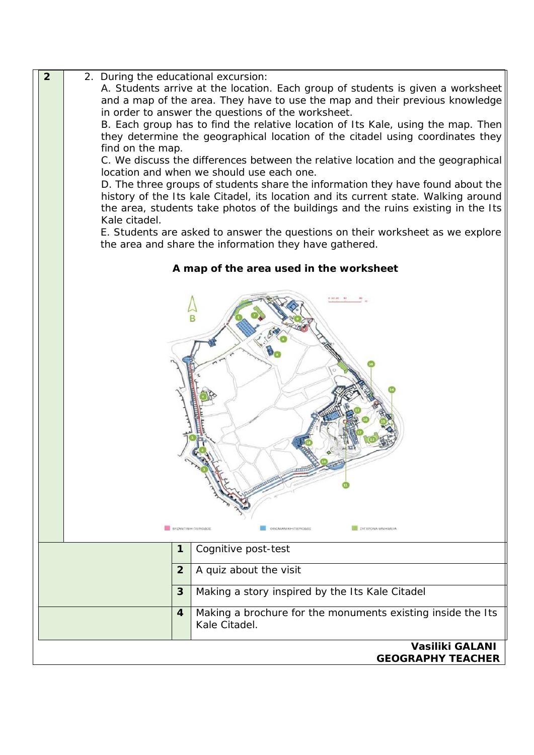| 2 | 2. During the educational excursion:<br>A. Students arrive at the location. Each group of students is given a worksheet and a map of the area. They have to use the map and their previous knowledge in order to answer the questions of the worksheet.<br>B. Each group has to find the relative location of Its Kale, using the map. Then they determine the geographical location of the citadel using coordinates they find on the map.<br>C. We discuss the differences between the relative location and the geographical location and when we should use each one.<br>D. The three groups of students share the information they have found about the history of the Its kale Citadel, its location and its current state. Walking around the area, students take photos of the buildings and the ruins existing in the Its Kale citadel.<br>E. Students are asked to answer the questions on their worksheet as we explore the area and share the information they have gathered.<br><br>**A map of the area used in the worksheet** |
|---|---|

| | | |
|---|---|---|
| | 1 | Cognitive post-test |
| | 2 | A quiz about the visit |
| | 3 | Making a story inspired by the Its Kale Citadel |
| | 4 | Making a brochure for the monuments existing inside the Its Kale Citadel. |

**Vasiliki GALANI**
**GEOGRAPHY TEACHER**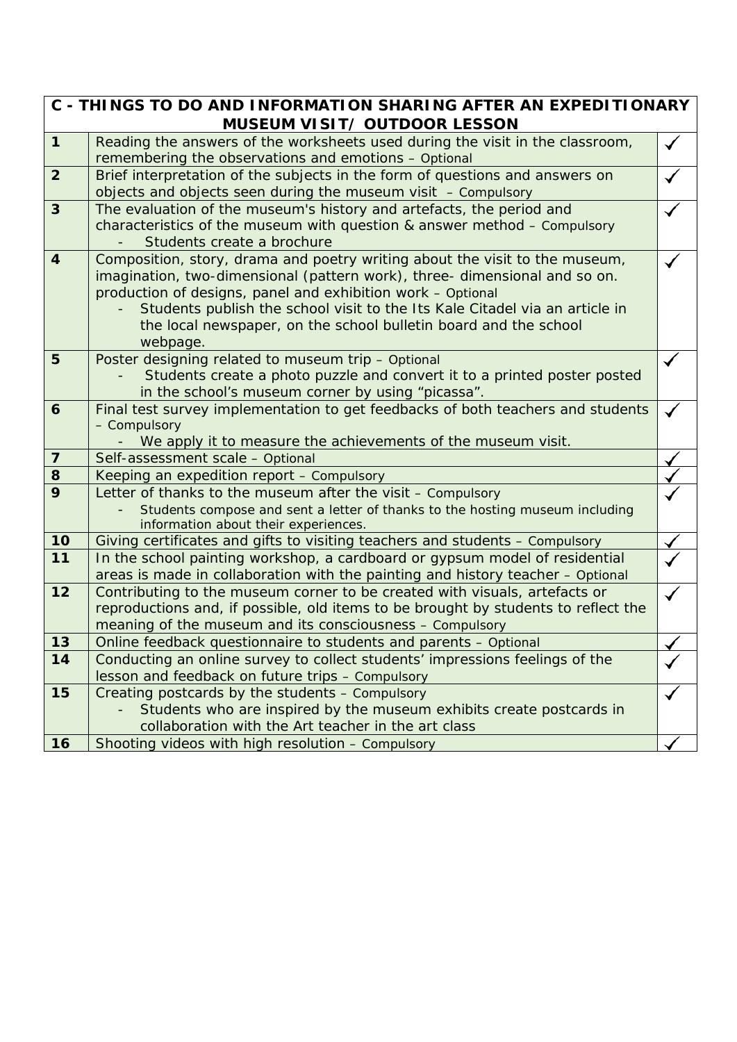| C - THINGS TO DO AND INFORMATION SHARING AFTER AN EXPEDITIONARY MUSEUM VISIT/ OUTDOOR LESSON | | |
|---|---|---|
| **1** | Reading the answers of the worksheets used during the visit in the classroom, remembering the observations and emotions – Optional | ✓ |
| **2** | Brief interpretation of the subjects in the form of questions and answers on objects and objects seen during the museum visit – Compulsory | ✓ |
| **3** | The evaluation of the museum's history and artefacts, the period and characteristics of the museum with question & answer method – Compulsory<br>- Students create a brochure | ✓ |
| **4** | Composition, story, drama and poetry writing about the visit to the museum, imagination, two-dimensional (pattern work), three- dimensional and so on. production of designs, panel and exhibition work – Optional<br>- Students publish the school visit to the Its Kale Citadel via an article in the local newspaper, on the school bulletin board and the school webpage. | ✓ |
| **5** | Poster designing related to museum trip – Optional<br>- Students create a photo puzzle and convert it to a printed poster posted in the school's museum corner by using "picassa". | ✓ |
| **6** | Final test survey implementation to get feedbacks of both teachers and students – Compulsory<br>- We apply it to measure the achievements of the museum visit. | ✓ |
| **7** | Self-assessment scale – Optional | ✓ |
| **8** | Keeping an expedition report – Compulsory | ✓ |
| **9** | Letter of thanks to the museum after the visit – Compulsory<br>- Students compose and sent a letter of thanks to the hosting museum including information about their experiences. | ✓ |
| **10** | Giving certificates and gifts to visiting teachers and students – Compulsory | ✓ |
| **11** | In the school painting workshop, a cardboard or gypsum model of residential areas is made in collaboration with the painting and history teacher – Optional | ✓ |
| **12** | Contributing to the museum corner to be created with visuals, artefacts or reproductions and, if possible, old items to be brought by students to reflect the meaning of the museum and its consciousness – Compulsory | ✓ |
| **13** | Online feedback questionnaire to students and parents – Optional | ✓ |
| **14** | Conducting an online survey to collect students' impressions feelings of the lesson and feedback on future trips – Compulsory | ✓ |
| **15** | Creating postcards by the students – Compulsory<br>- Students who are inspired by the museum exhibits create postcards in collaboration with the Art teacher in the art class | ✓ |
| **16** | Shooting videos with high resolution – Compulsory | ✓ |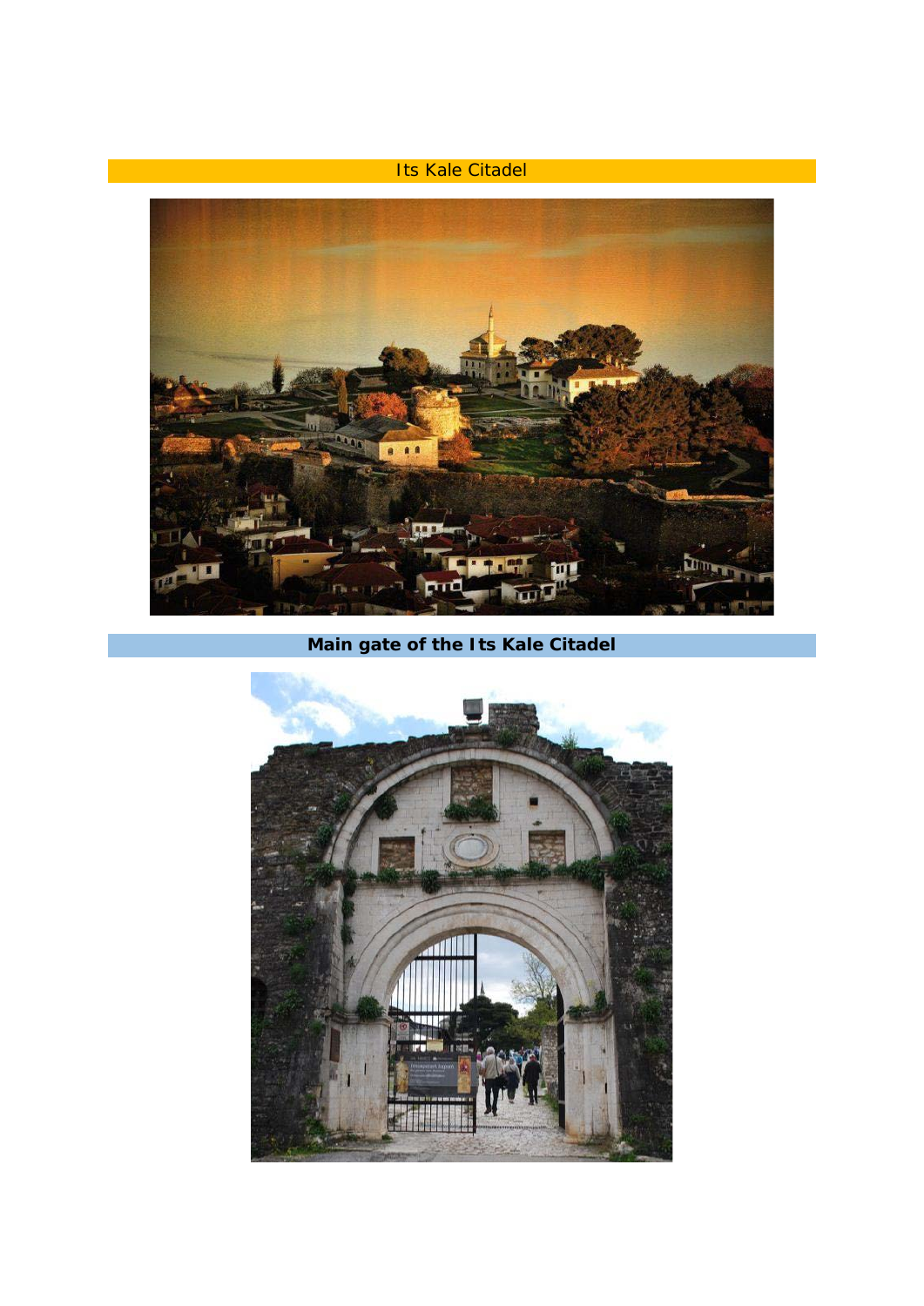Its Kale Citadel

**Main gate of the Its Kale Citadel**